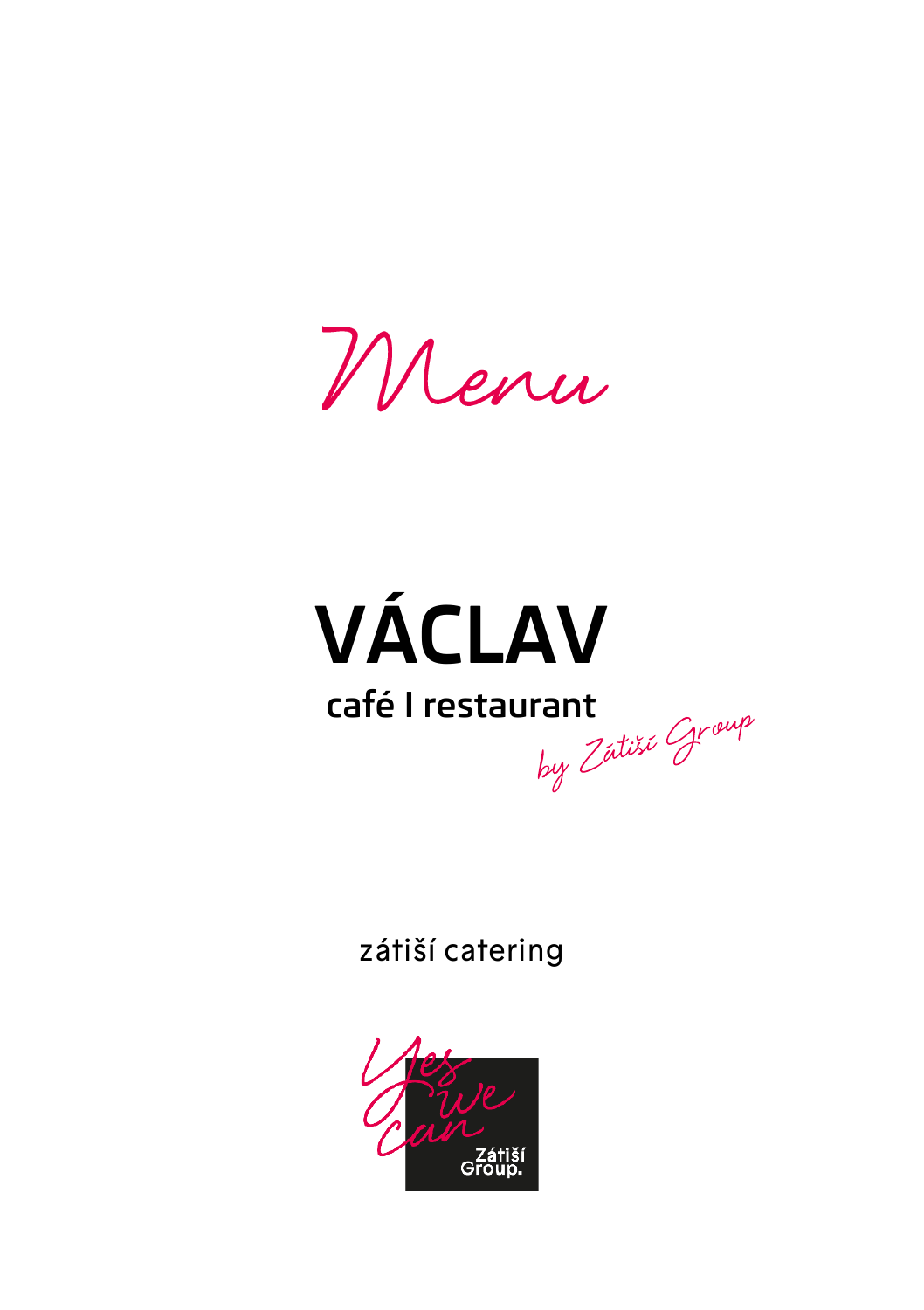*Menu*

# VÁCLAV

café I restaurant

*by Zátiší Group*

zátiší catering

*Yes we can*

Zátiší Group.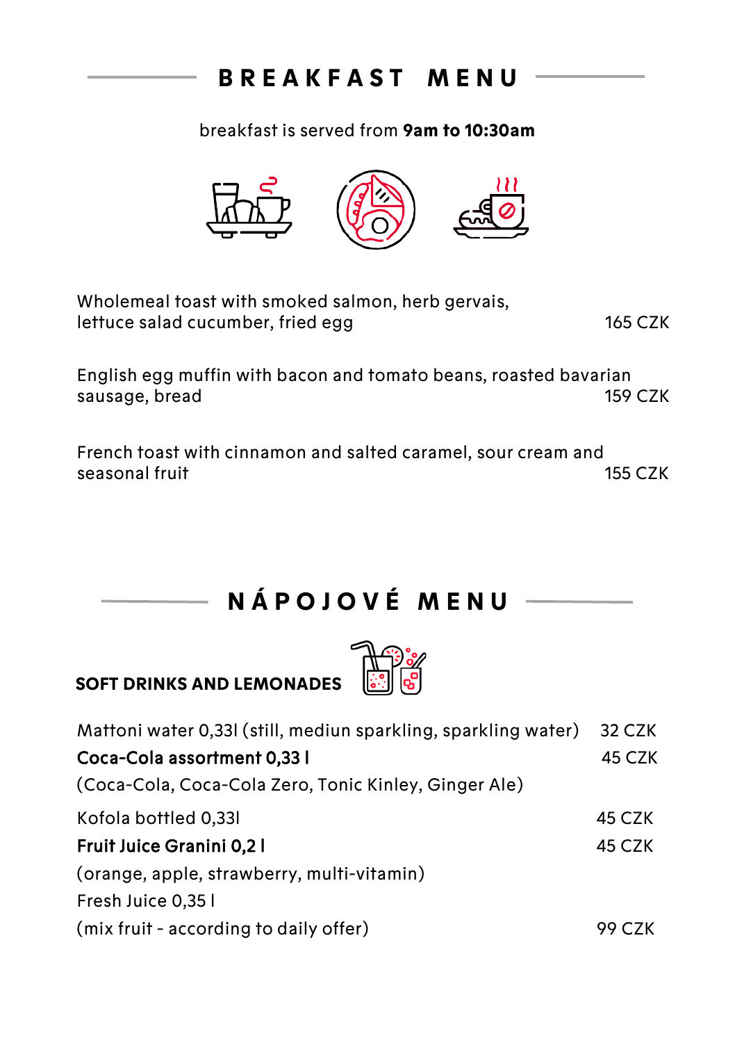# BREAKFAST MENU

breakfast is served from **9am to 10:30am**

Wholemeal toast with smoked salmon, herb gervais, lettuce salad cucumber, fried egg — 165 CZK

English egg muffin with bacon and tomato beans, roasted bavarian sausage, bread — 159 CZK

French toast with cinnamon and salted caramel, sour cream and seasonal fruit — 155 CZK

# NÁPOJOVÉ MENU

## SOFT DRINKS AND LEMONADES

| Item | Price |
|---|---|
| Mattoni water 0,33l (still, mediun sparkling, sparkling water) | 32 CZK |
| **Coca-Cola assortment 0,33 l** (Coca-Cola, Coca-Cola Zero, Tonic Kinley, Ginger Ale) | 45 CZK |
| Kofola bottled 0,33l | 45 CZK |
| **Fruit Juice Granini 0,2 l** (orange, apple, strawberry, multi-vitamin) | 45 CZK |
| Fresh Juice 0,35 l (mix fruit - according to daily offer) | 99 CZK |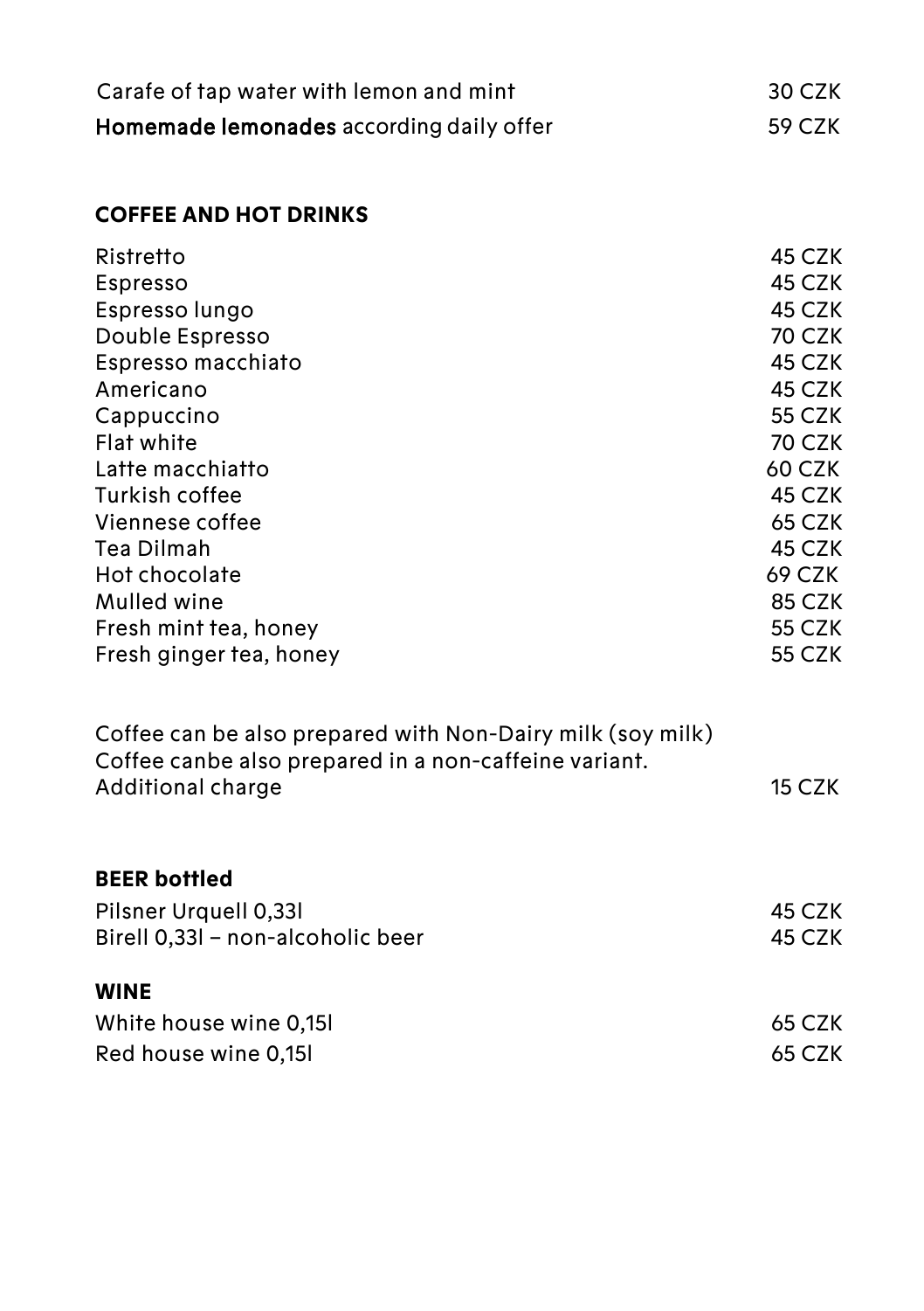| | |
|---|---|
| Carafe of tap water with lemon and mint | 30 CZK |
| **Homemade lemonades** according daily offer | 59 CZK |

## COFFEE AND HOT DRINKS

| | |
|---|---|
| Ristretto | 45 CZK |
| Espresso | 45 CZK |
| Espresso lungo | 45 CZK |
| Double Espresso | 70 CZK |
| Espresso macchiato | 45 CZK |
| Americano | 45 CZK |
| Cappuccino | 55 CZK |
| Flat white | 70 CZK |
| Latte macchiatto | 60 CZK |
| Turkish coffee | 45 CZK |
| Viennese coffee | 65 CZK |
| Tea Dilmah | 45 CZK |
| Hot chocolate | 69 CZK |
| Mulled wine | 85 CZK |
| Fresh mint tea, honey | 55 CZK |
| Fresh ginger tea, honey | 55 CZK |

Coffee can be also prepared with Non-Dairy milk (soy milk)
Coffee canbe also prepared in a non-caffeine variant.
Additional charge 15 CZK

## BEER bottled

| | |
|---|---|
| Pilsner Urquell 0,33l | 45 CZK |
| Birell 0,33l – non-alcoholic beer | 45 CZK |

## WINE

| | |
|---|---|
| White house wine 0,15l | 65 CZK |
| Red house wine 0,15l | 65 CZK |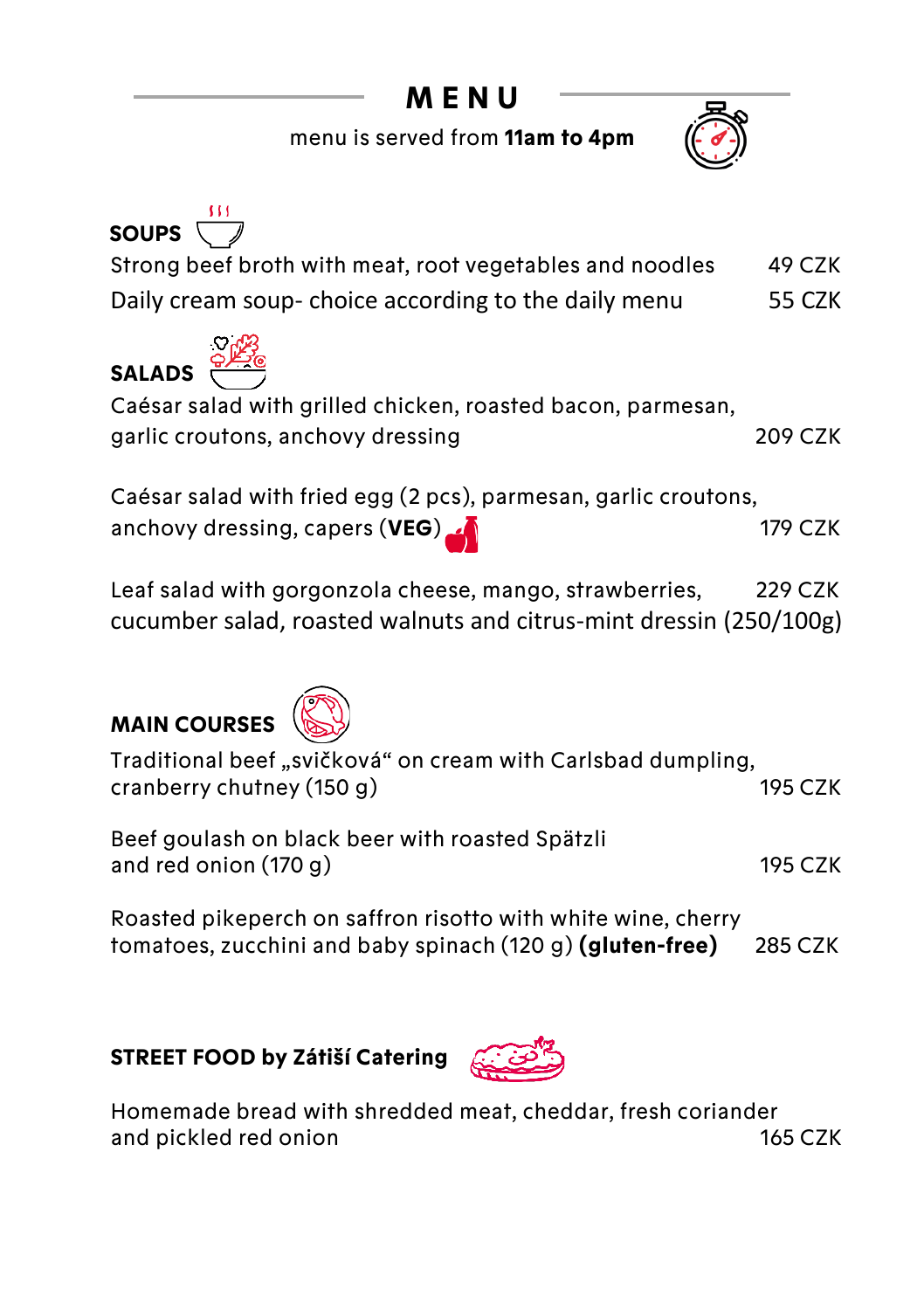# MENU

menu is served from **11am to 4pm**

## SOUPS

Strong beef broth with meat, root vegetables and noodles 49 CZK

Daily cream soup- choice according to the daily menu 55 CZK

## SALADS

Caésar salad with grilled chicken, roasted bacon, parmesan, garlic croutons, anchovy dressing 209 CZK

Caésar salad with fried egg (2 pcs), parmesan, garlic croutons, anchovy dressing, capers (**VEG**) 179 CZK

Leaf salad with gorgonzola cheese, mango, strawberries, cucumber salad, roasted walnuts and citrus-mint dressin (250/100g) 229 CZK

## MAIN COURSES

Traditional beef „svičková“ on cream with Carlsbad dumpling, cranberry chutney (150 g) 195 CZK

Beef goulash on black beer with roasted Spätzli and red onion (170 g) 195 CZK

Roasted pikeperch on saffron risotto with white wine, cherry tomatoes, zucchini and baby spinach (120 g) **(gluten-free)** 285 CZK

## STREET FOOD by Zátiší Catering

Homemade bread with shredded meat, cheddar, fresh coriander and pickled red onion 165 CZK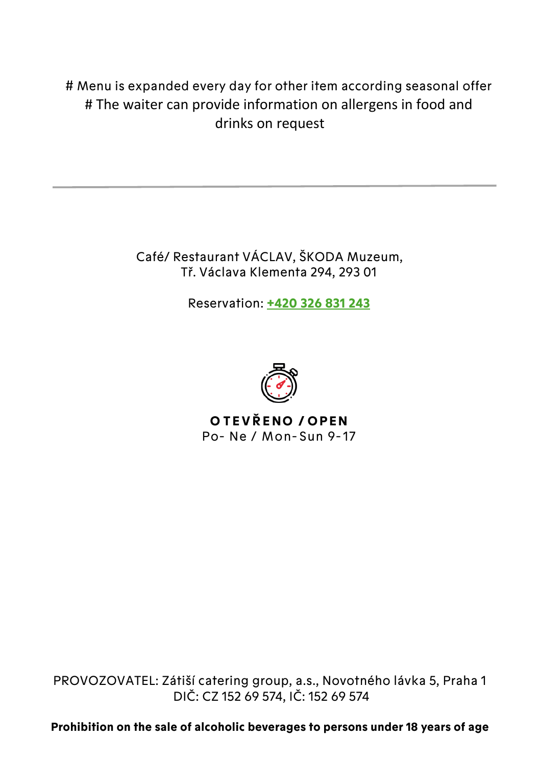# Menu is expanded every day for other item according seasonal offer
# The waiter can provide information on allergens in food and drinks on request

---

Café/ Restaurant VÁCLAV, ŠKODA Muzeum,
Tř. Václava Klementa 294, 293 01

Reservation: **+420 326 831 243**

**OTEVŘENO / OPEN**
Po- Ne / Mon-Sun 9-17

PROVOZOVATEL: Zátiší catering group, a.s., Novotného lávka 5, Praha 1
DIČ: CZ 152 69 574, IČ: 152 69 574

**Prohibition on the sale of alcoholic beverages to persons under 18 years of age**